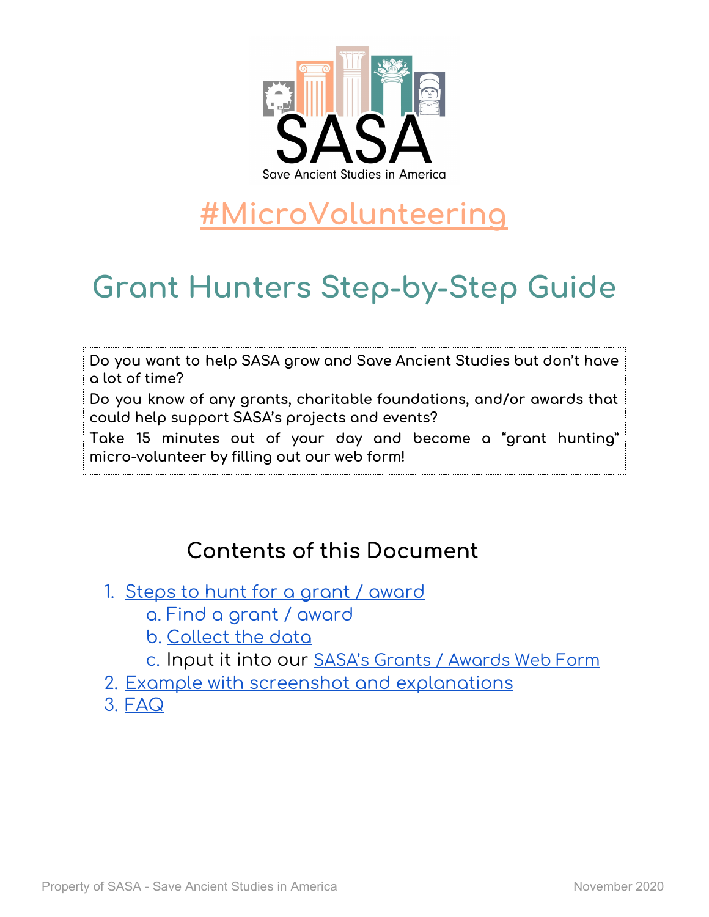SASA

Save Ancient Studies in America

# #MicroVolunteering

# Grant Hunters Step-by-Step Guide

**Do you want to help SASA grow and Save Ancient Studies but don't have a lot of time?**

**Do you know of any grants, charitable foundations, and/or awards that could help support SASA's projects and events?**

**Take 15 minutes out of your day and become a "grant hunting" micro-volunteer by filling out our web form!**

## Contents of this Document

1. Steps to hunt for a grant / award
   a. Find a grant / award
   b. Collect the data
   c. Input it into our SASA's Grants / Awards Web Form
2. Example with screenshot and explanations
3. FAQ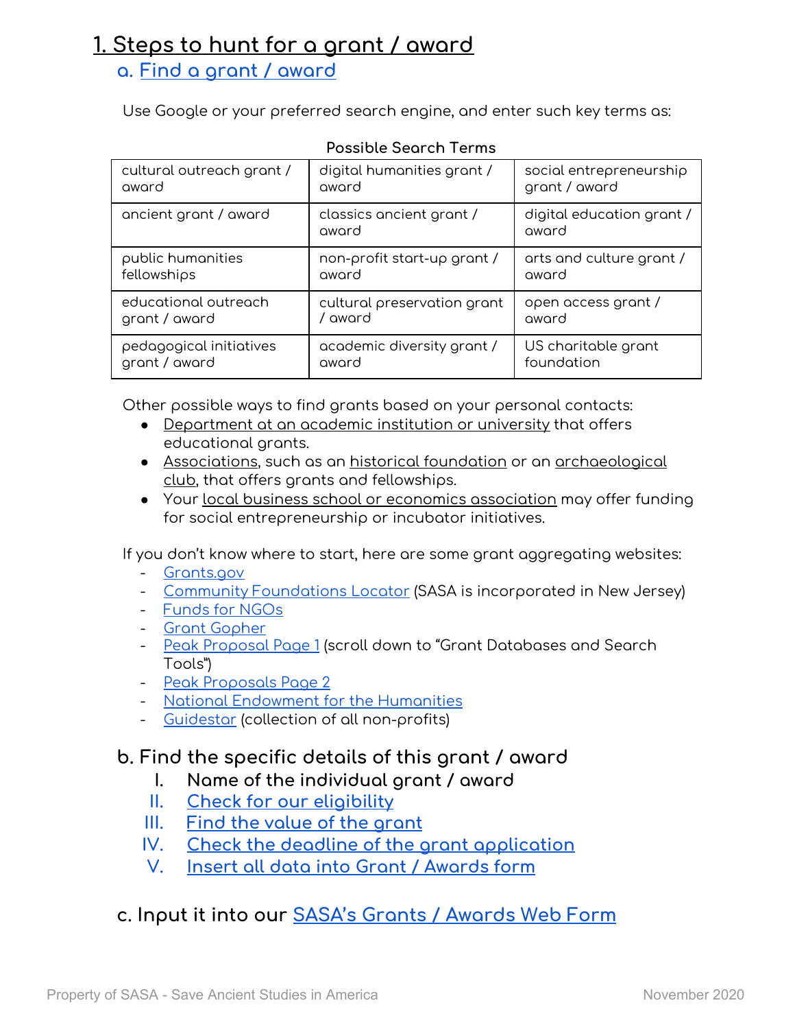# 1. Steps to hunt for a grant / award

## a. Find a grant / award

Use Google or your preferred search engine, and enter such key terms as:

**Possible Search Terms**

| | | |
|---|---|---|
| cultural outreach grant / award | digital humanities grant / award | social entrepreneurship grant / award |
| ancient grant / award | classics ancient grant / award | digital education grant / award |
| public humanities fellowships | non-profit start-up grant / award | arts and culture grant / award |
| educational outreach grant / award | cultural preservation grant / award | open access grant / award |
| pedagogical initiatives grant / award | academic diversity grant / award | US charitable grant foundation |

Other possible ways to find grants based on your personal contacts:

- Department at an academic institution or university that offers educational grants.
- Associations, such as an historical foundation or an archaeological club, that offers grants and fellowships.
- Your local business school or economics association may offer funding for social entrepreneurship or incubator initiatives.

If you don't know where to start, here are some grant aggregating websites:

- Grants.gov
- Community Foundations Locator (SASA is incorporated in New Jersey)
- Funds for NGOs
- Grant Gopher
- Peak Proposal Page 1 (scroll down to "Grant Databases and Search Tools")
- Peak Proposals Page 2
- National Endowment for the Humanities
- Guidestar (collection of all non-profits)

## b. Find the specific details of this grant / award

I. Name of the individual grant / award
II. Check for our eligibility
III. Find the value of the grant
IV. Check the deadline of the grant application
V. Insert all data into Grant / Awards form

## c. Input it into our SASA's Grants / Awards Web Form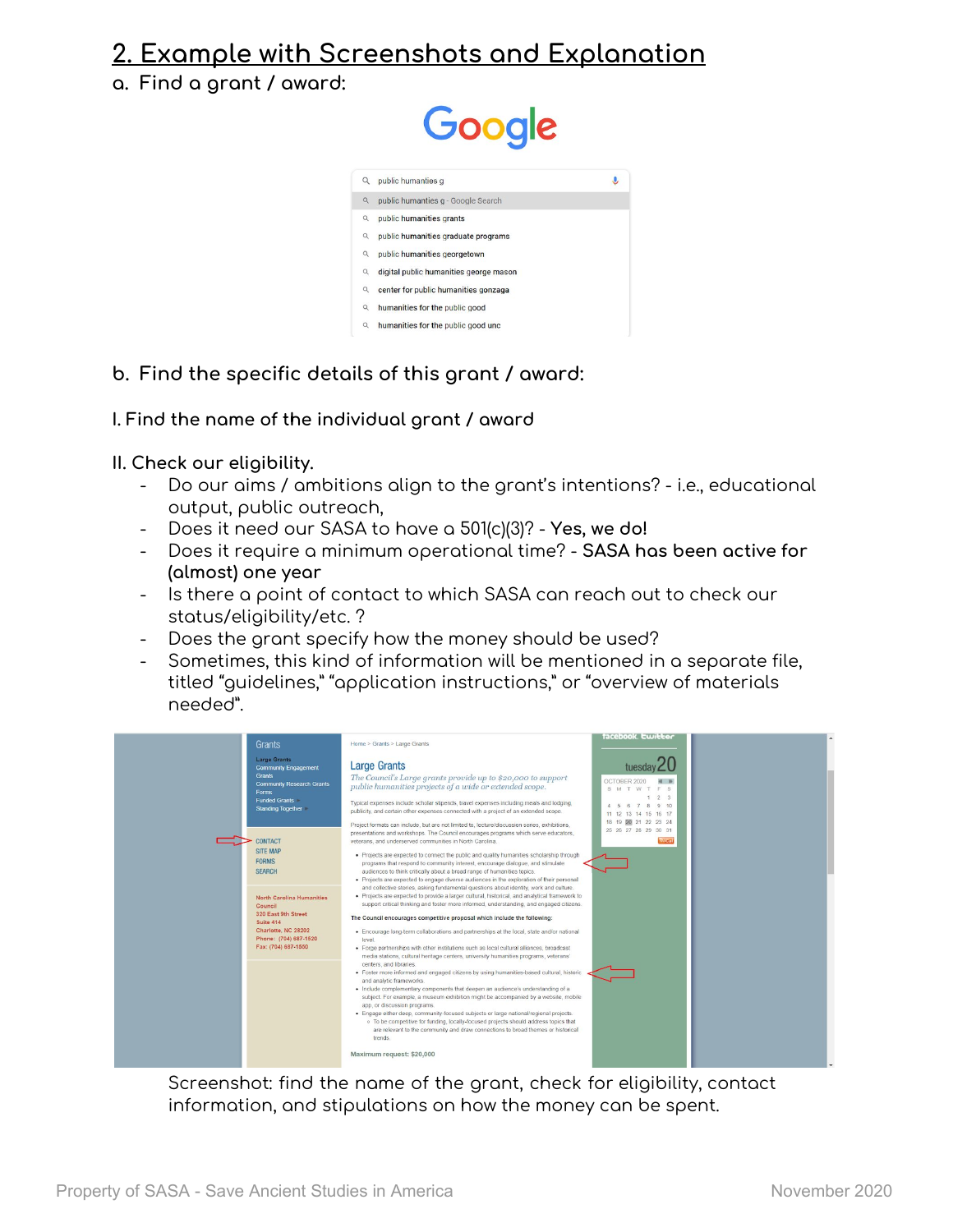## 2. Example with Screenshots and Explanation

### a. Find a grant / award:

### b. Find the specific details of this grant / award:

I. Find the name of the individual grant / award

II. Check our eligibility.

- Do our aims / ambitions align to the grant's intentions? - i.e., educational output, public outreach,
- Does it need our SASA to have a 501(c)(3)? - **Yes, we do!**
- Does it require a minimum operational time? - **SASA has been active for (almost) one year**
- Is there a point of contact to which SASA can reach out to check our status/eligibility/etc. ?
- Does the grant specify how the money should be used?
- Sometimes, this kind of information will be mentioned in a separate file, titled "guidelines," "application instructions," or "overview of materials needed".

Screenshot: find the name of the grant, check for eligibility, contact information, and stipulations on how the money can be spent.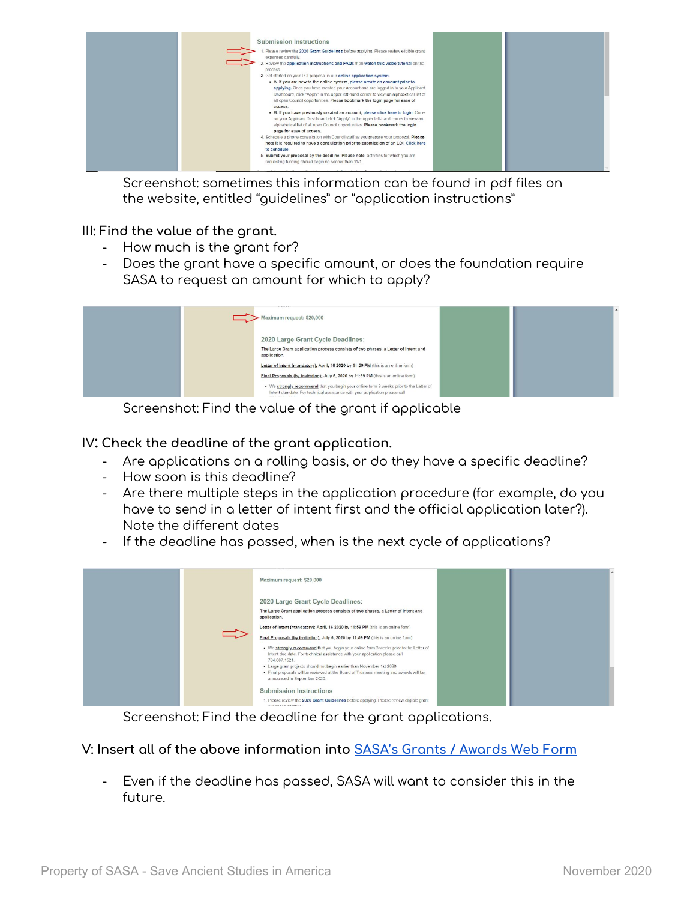Screenshot: sometimes this information can be found in pdf files on the website, entitled "guidelines" or "application instructions"

### III: Find the value of the grant.

- How much is the grant for?
- Does the grant have a specific amount, or does the foundation require SASA to request an amount for which to apply?

Screenshot: Find the value of the grant if applicable

### IV: Check the deadline of the grant application.

- Are applications on a rolling basis, or do they have a specific deadline?
- How soon is this deadline?
- Are there multiple steps in the application procedure (for example, do you have to send in a letter of intent first and the official application later?). Note the different dates
- If the deadline has passed, when is the next cycle of applications?

Screenshot: Find the deadline for the grant applications.

### V: Insert all of the above information into [SASA's Grants / Awards Web Form]

- Even if the deadline has passed, SASA will want to consider this in the future.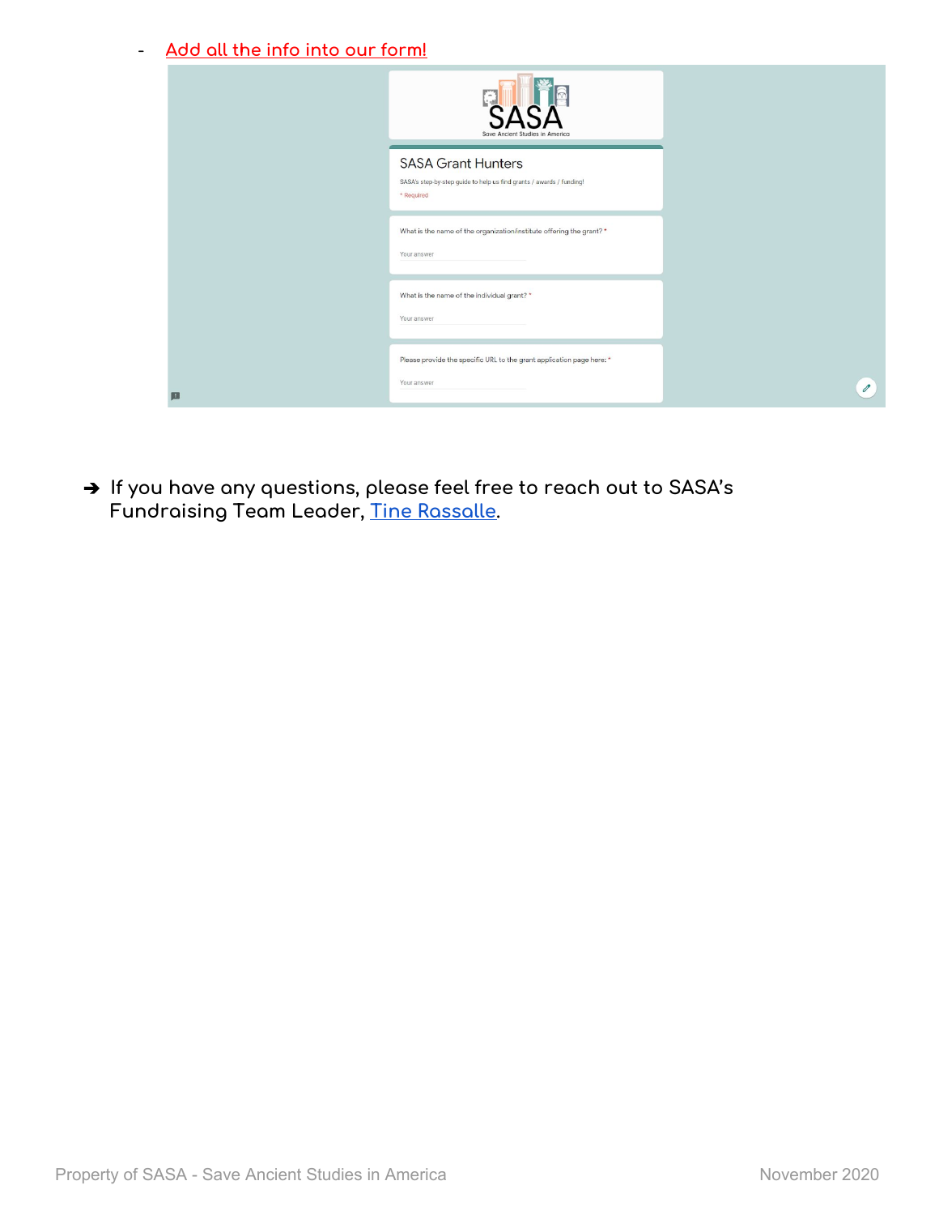- Add all the info into our form!

SASA

Save Ancient Studies in America

SASA Grant Hunters

SASA's step-by-step guide to help us find grants / awards / funding!

* Required

What is the name of the organization/institute offering the grant? *

Your answer

What is the name of the individual grant? *

Your answer

Please provide the specific URL to the grant application page here: *

Your answer

➔ **If you have any questions, please feel free to reach out to SASA's Fundraising Team Leader, Tine Rassalle.**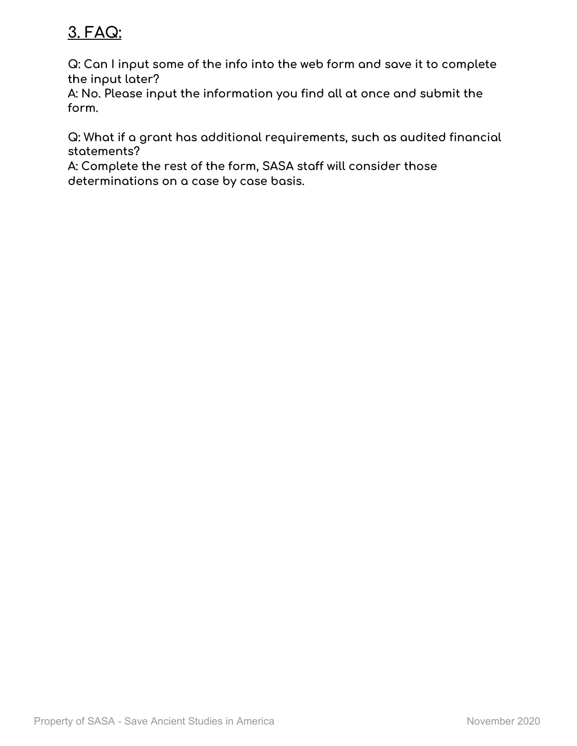## 3. FAQ:

**Q: Can I input some of the info into the web form and save it to complete the input later?**
**A: No. Please input the information you find all at once and submit the form.**

**Q: What if a grant has additional requirements, such as audited financial statements?**
**A: Complete the rest of the form, SASA staff will consider those determinations on a case by case basis.**